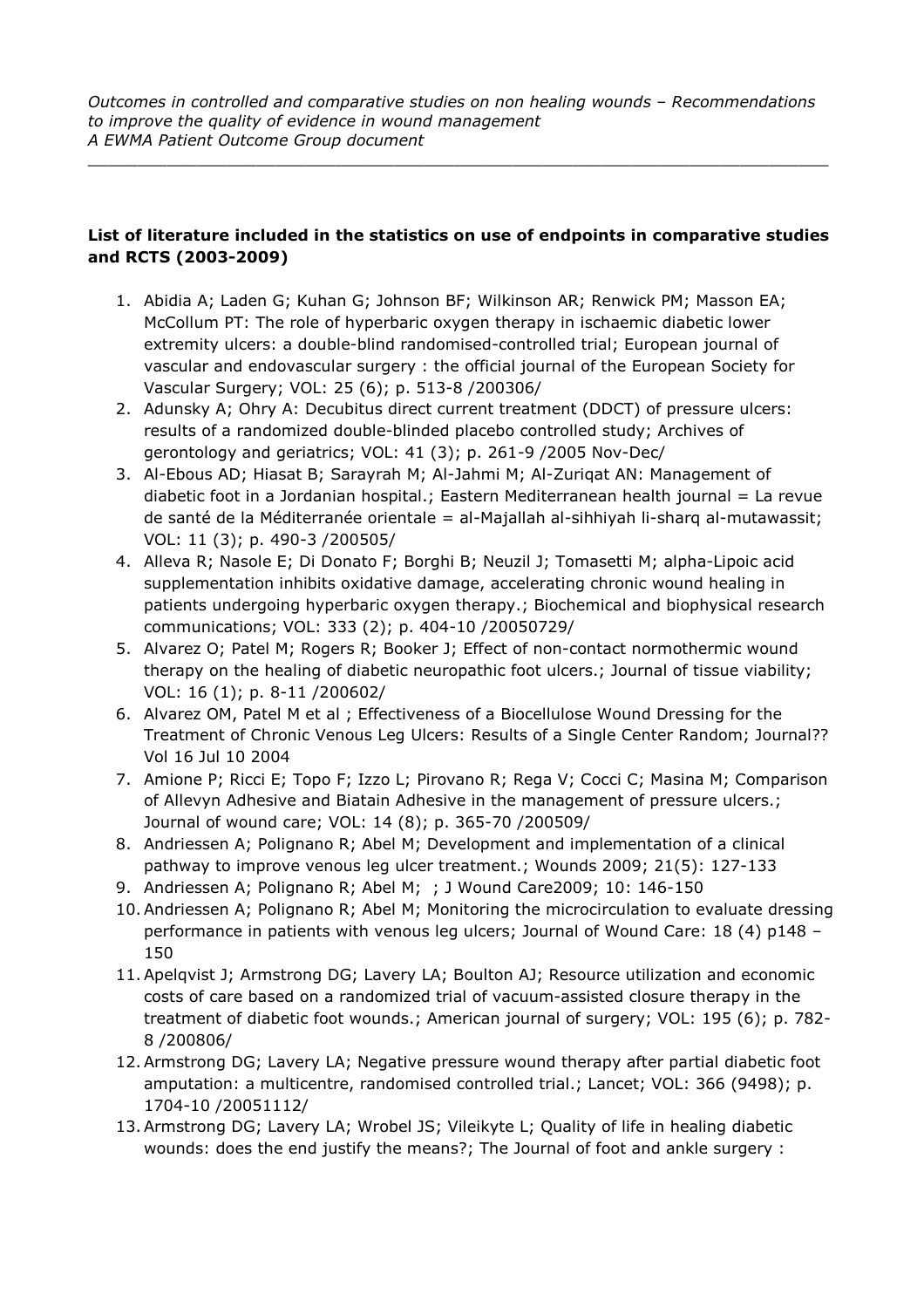*Outcomes in controlled and comparative studies on non healing wounds – Recommendations to improve the quality of evidence in wound management*
*A EWMA Patient Outcome Group document*

---

**List of literature included in the statistics on use of endpoints in comparative studies and RCTS (2003-2009)**

1. Abidia A; Laden G; Kuhan G; Johnson BF; Wilkinson AR; Renwick PM; Masson EA; McCollum PT: The role of hyperbaric oxygen therapy in ischaemic diabetic lower extremity ulcers: a double-blind randomised-controlled trial; European journal of vascular and endovascular surgery : the official journal of the European Society for Vascular Surgery; VOL: 25 (6); p. 513-8 /200306/
2. Adunsky A; Ohry A: Decubitus direct current treatment (DDCT) of pressure ulcers: results of a randomized double-blinded placebo controlled study; Archives of gerontology and geriatrics; VOL: 41 (3); p. 261-9 /2005 Nov-Dec/
3. Al-Ebous AD; Hiasat B; Sarayrah M; Al-Jahmi M; Al-Zuriqat AN: Management of diabetic foot in a Jordanian hospital.; Eastern Mediterranean health journal = La revue de santé de la Méditerranée orientale = al-Majallah al-sihhiyah li-sharq al-mutawassit; VOL: 11 (3); p. 490-3 /200505/
4. Alleva R; Nasole E; Di Donato F; Borghi B; Neuzil J; Tomasetti M; alpha-Lipoic acid supplementation inhibits oxidative damage, accelerating chronic wound healing in patients undergoing hyperbaric oxygen therapy.; Biochemical and biophysical research communications; VOL: 333 (2); p. 404-10 /20050729/
5. Alvarez O; Patel M; Rogers R; Booker J; Effect of non-contact normothermic wound therapy on the healing of diabetic neuropathic foot ulcers.; Journal of tissue viability; VOL: 16 (1); p. 8-11 /200602/
6. Alvarez OM, Patel M et al ; Effectiveness of a Biocellulose Wound Dressing for the Treatment of Chronic Venous Leg Ulcers: Results of a Single Center Random; Journal?? Vol 16 Jul 10 2004
7. Amione P; Ricci E; Topo F; Izzo L; Pirovano R; Rega V; Cocci C; Masina M; Comparison of Allevyn Adhesive and Biatain Adhesive in the management of pressure ulcers.; Journal of wound care; VOL: 14 (8); p. 365-70 /200509/
8. Andriessen A; Polignano R; Abel M; Development and implementation of a clinical pathway to improve venous leg ulcer treatment.; Wounds 2009; 21(5): 127-133
9. Andriessen A; Polignano R; Abel M;  ; J Wound Care2009; 10: 146-150
10. Andriessen A; Polignano R; Abel M; Monitoring the microcirculation to evaluate dressing performance in patients with venous leg ulcers; Journal of Wound Care: 18 (4) p148 – 150
11. Apelqvist J; Armstrong DG; Lavery LA; Boulton AJ; Resource utilization and economic costs of care based on a randomized trial of vacuum-assisted closure therapy in the treatment of diabetic foot wounds.; American journal of surgery; VOL: 195 (6); p. 782-8 /200806/
12. Armstrong DG; Lavery LA; Negative pressure wound therapy after partial diabetic foot amputation: a multicentre, randomised controlled trial.; Lancet; VOL: 366 (9498); p. 1704-10 /20051112/
13. Armstrong DG; Lavery LA; Wrobel JS; Vileikyte L; Quality of life in healing diabetic wounds: does the end justify the means?; The Journal of foot and ankle surgery :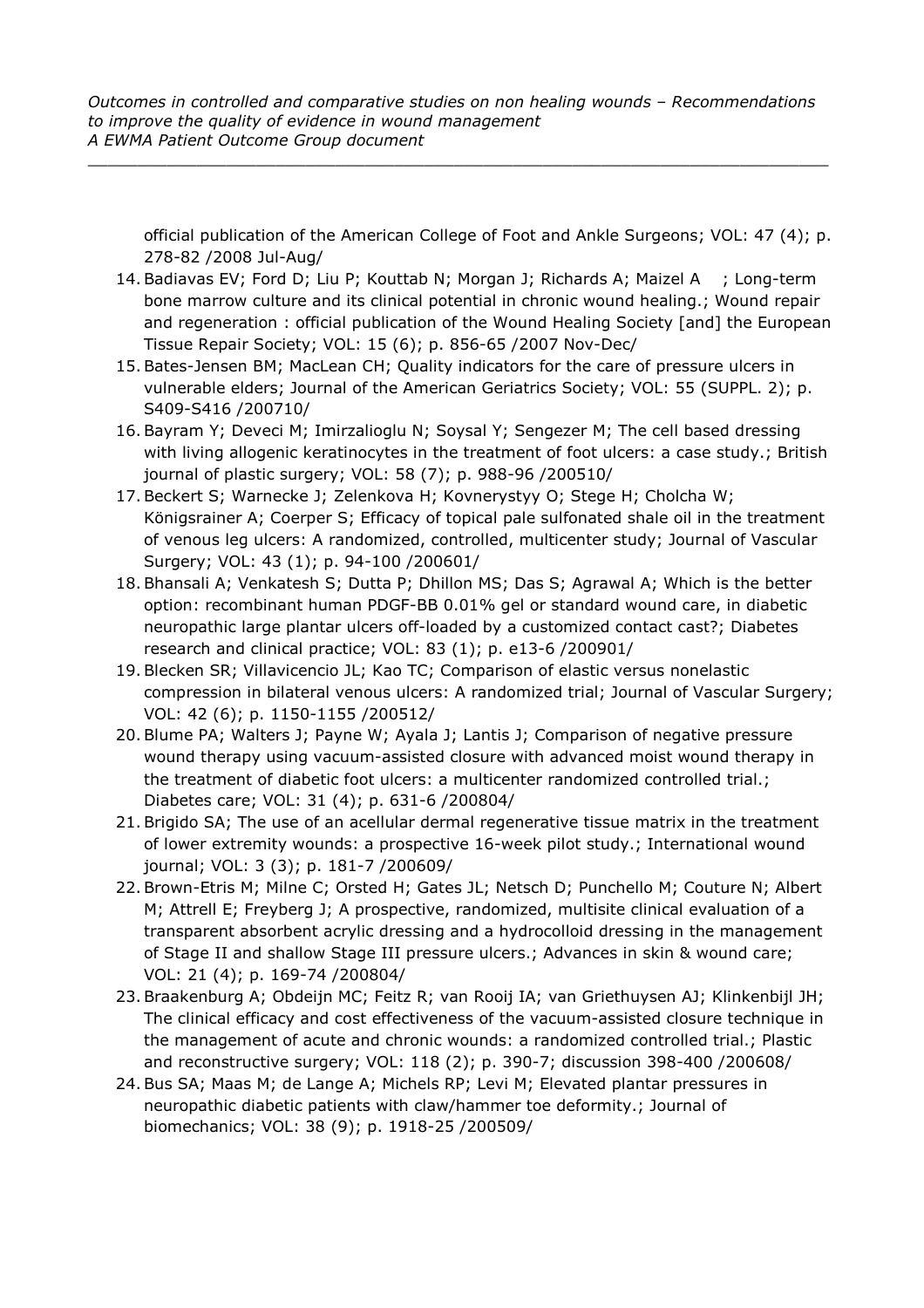official publication of the American College of Foot and Ankle Surgeons; VOL: 47 (4); p. 278-82 /2008 Jul-Aug/

14. Badiavas EV; Ford D; Liu P; Kouttab N; Morgan J; Richards A; Maizel A ; Long-term bone marrow culture and its clinical potential in chronic wound healing.; Wound repair and regeneration : official publication of the Wound Healing Society [and] the European Tissue Repair Society; VOL: 15 (6); p. 856-65 /2007 Nov-Dec/
15. Bates-Jensen BM; MacLean CH; Quality indicators for the care of pressure ulcers in vulnerable elders; Journal of the American Geriatrics Society; VOL: 55 (SUPPL. 2); p. S409-S416 /200710/
16. Bayram Y; Deveci M; Imirzalioglu N; Soysal Y; Sengezer M; The cell based dressing with living allogenic keratinocytes in the treatment of foot ulcers: a case study.; British journal of plastic surgery; VOL: 58 (7); p. 988-96 /200510/
17. Beckert S; Warnecke J; Zelenkova H; Kovnerystyy O; Stege H; Cholcha W; Königsrainer A; Coerper S; Efficacy of topical pale sulfonated shale oil in the treatment of venous leg ulcers: A randomized, controlled, multicenter study; Journal of Vascular Surgery; VOL: 43 (1); p. 94-100 /200601/
18. Bhansali A; Venkatesh S; Dutta P; Dhillon MS; Das S; Agrawal A; Which is the better option: recombinant human PDGF-BB 0.01% gel or standard wound care, in diabetic neuropathic large plantar ulcers off-loaded by a customized contact cast?; Diabetes research and clinical practice; VOL: 83 (1); p. e13-6 /200901/
19. Blecken SR; Villavicencio JL; Kao TC; Comparison of elastic versus nonelastic compression in bilateral venous ulcers: A randomized trial; Journal of Vascular Surgery; VOL: 42 (6); p. 1150-1155 /200512/
20. Blume PA; Walters J; Payne W; Ayala J; Lantis J; Comparison of negative pressure wound therapy using vacuum-assisted closure with advanced moist wound therapy in the treatment of diabetic foot ulcers: a multicenter randomized controlled trial.; Diabetes care; VOL: 31 (4); p. 631-6 /200804/
21. Brigido SA; The use of an acellular dermal regenerative tissue matrix in the treatment of lower extremity wounds: a prospective 16-week pilot study.; International wound journal; VOL: 3 (3); p. 181-7 /200609/
22. Brown-Etris M; Milne C; Orsted H; Gates JL; Netsch D; Punchello M; Couture N; Albert M; Attrell E; Freyberg J; A prospective, randomized, multisite clinical evaluation of a transparent absorbent acrylic dressing and a hydrocolloid dressing in the management of Stage II and shallow Stage III pressure ulcers.; Advances in skin & wound care; VOL: 21 (4); p. 169-74 /200804/
23. Braakenburg A; Obdeijn MC; Feitz R; van Rooij IA; van Griethuysen AJ; Klinkenbijl JH; The clinical efficacy and cost effectiveness of the vacuum-assisted closure technique in the management of acute and chronic wounds: a randomized controlled trial.; Plastic and reconstructive surgery; VOL: 118 (2); p. 390-7; discussion 398-400 /200608/
24. Bus SA; Maas M; de Lange A; Michels RP; Levi M; Elevated plantar pressures in neuropathic diabetic patients with claw/hammer toe deformity.; Journal of biomechanics; VOL: 38 (9); p. 1918-25 /200509/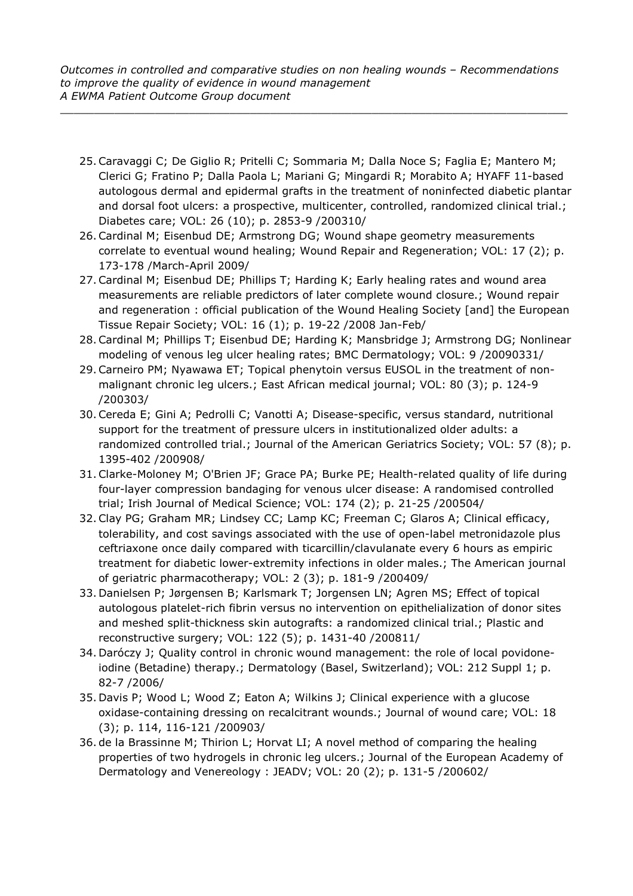25. Caravaggi C; De Giglio R; Pritelli C; Sommaria M; Dalla Noce S; Faglia E; Mantero M; Clerici G; Fratino P; Dalla Paola L; Mariani G; Mingardi R; Morabito A; HYAFF 11-based autologous dermal and epidermal grafts in the treatment of noninfected diabetic plantar and dorsal foot ulcers: a prospective, multicenter, controlled, randomized clinical trial.; Diabetes care; VOL: 26 (10); p. 2853-9 /200310/
26. Cardinal M; Eisenbud DE; Armstrong DG; Wound shape geometry measurements correlate to eventual wound healing; Wound Repair and Regeneration; VOL: 17 (2); p. 173-178 /March-April 2009/
27. Cardinal M; Eisenbud DE; Phillips T; Harding K; Early healing rates and wound area measurements are reliable predictors of later complete wound closure.; Wound repair and regeneration : official publication of the Wound Healing Society [and] the European Tissue Repair Society; VOL: 16 (1); p. 19-22 /2008 Jan-Feb/
28. Cardinal M; Phillips T; Eisenbud DE; Harding K; Mansbridge J; Armstrong DG; Nonlinear modeling of venous leg ulcer healing rates; BMC Dermatology; VOL: 9 /20090331/
29. Carneiro PM; Nyawawa ET; Topical phenytoin versus EUSOL in the treatment of non-malignant chronic leg ulcers.; East African medical journal; VOL: 80 (3); p. 124-9 /200303/
30. Cereda E; Gini A; Pedrolli C; Vanotti A; Disease-specific, versus standard, nutritional support for the treatment of pressure ulcers in institutionalized older adults: a randomized controlled trial.; Journal of the American Geriatrics Society; VOL: 57 (8); p. 1395-402 /200908/
31. Clarke-Moloney M; O'Brien JF; Grace PA; Burke PE; Health-related quality of life during four-layer compression bandaging for venous ulcer disease: A randomised controlled trial; Irish Journal of Medical Science; VOL: 174 (2); p. 21-25 /200504/
32. Clay PG; Graham MR; Lindsey CC; Lamp KC; Freeman C; Glaros A; Clinical efficacy, tolerability, and cost savings associated with the use of open-label metronidazole plus ceftriaxone once daily compared with ticarcillin/clavulanate every 6 hours as empiric treatment for diabetic lower-extremity infections in older males.; The American journal of geriatric pharmacotherapy; VOL: 2 (3); p. 181-9 /200409/
33. Danielsen P; Jørgensen B; Karlsmark T; Jorgensen LN; Agren MS; Effect of topical autologous platelet-rich fibrin versus no intervention on epithelialization of donor sites and meshed split-thickness skin autografts: a randomized clinical trial.; Plastic and reconstructive surgery; VOL: 122 (5); p. 1431-40 /200811/
34. Daróczy J; Quality control in chronic wound management: the role of local povidone-iodine (Betadine) therapy.; Dermatology (Basel, Switzerland); VOL: 212 Suppl 1; p. 82-7 /2006/
35. Davis P; Wood L; Wood Z; Eaton A; Wilkins J; Clinical experience with a glucose oxidase-containing dressing on recalcitrant wounds.; Journal of wound care; VOL: 18 (3); p. 114, 116-121 /200903/
36. de la Brassinne M; Thirion L; Horvat LI; A novel method of comparing the healing properties of two hydrogels in chronic leg ulcers.; Journal of the European Academy of Dermatology and Venereology : JEADV; VOL: 20 (2); p. 131-5 /200602/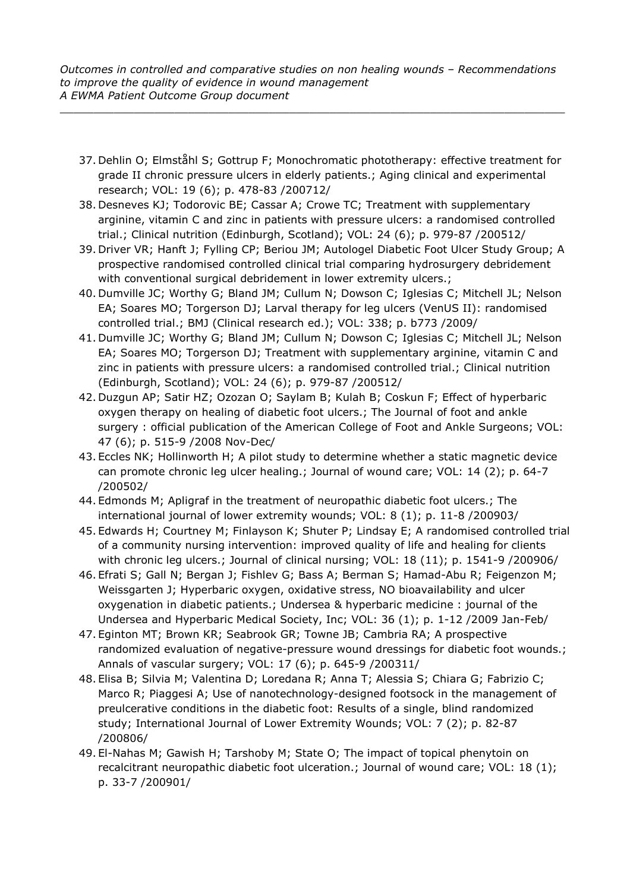37. Dehlin O; Elmståhl S; Gottrup F; Monochromatic phototherapy: effective treatment for grade II chronic pressure ulcers in elderly patients.; Aging clinical and experimental research; VOL: 19 (6); p. 478-83 /200712/
38. Desneves KJ; Todorovic BE; Cassar A; Crowe TC; Treatment with supplementary arginine, vitamin C and zinc in patients with pressure ulcers: a randomised controlled trial.; Clinical nutrition (Edinburgh, Scotland); VOL: 24 (6); p. 979-87 /200512/
39. Driver VR; Hanft J; Fylling CP; Beriou JM; Autologel Diabetic Foot Ulcer Study Group; A prospective randomised controlled clinical trial comparing hydrosurgery debridement with conventional surgical debridement in lower extremity ulcers.;
40. Dumville JC; Worthy G; Bland JM; Cullum N; Dowson C; Iglesias C; Mitchell JL; Nelson EA; Soares MO; Torgerson DJ; Larval therapy for leg ulcers (VenUS II): randomised controlled trial.; BMJ (Clinical research ed.); VOL: 338; p. b773 /2009/
41. Dumville JC; Worthy G; Bland JM; Cullum N; Dowson C; Iglesias C; Mitchell JL; Nelson EA; Soares MO; Torgerson DJ; Treatment with supplementary arginine, vitamin C and zinc in patients with pressure ulcers: a randomised controlled trial.; Clinical nutrition (Edinburgh, Scotland); VOL: 24 (6); p. 979-87 /200512/
42. Duzgun AP; Satir HZ; Ozozan O; Saylam B; Kulah B; Coskun F; Effect of hyperbaric oxygen therapy on healing of diabetic foot ulcers.; The Journal of foot and ankle surgery : official publication of the American College of Foot and Ankle Surgeons; VOL: 47 (6); p. 515-9 /2008 Nov-Dec/
43. Eccles NK; Hollinworth H; A pilot study to determine whether a static magnetic device can promote chronic leg ulcer healing.; Journal of wound care; VOL: 14 (2); p. 64-7 /200502/
44. Edmonds M; Apligraf in the treatment of neuropathic diabetic foot ulcers.; The international journal of lower extremity wounds; VOL: 8 (1); p. 11-8 /200903/
45. Edwards H; Courtney M; Finlayson K; Shuter P; Lindsay E; A randomised controlled trial of a community nursing intervention: improved quality of life and healing for clients with chronic leg ulcers.; Journal of clinical nursing; VOL: 18 (11); p. 1541-9 /200906/
46. Efrati S; Gall N; Bergan J; Fishlev G; Bass A; Berman S; Hamad-Abu R; Feigenzon M; Weissgarten J; Hyperbaric oxygen, oxidative stress, NO bioavailability and ulcer oxygenation in diabetic patients.; Undersea & hyperbaric medicine : journal of the Undersea and Hyperbaric Medical Society, Inc; VOL: 36 (1); p. 1-12 /2009 Jan-Feb/
47. Eginton MT; Brown KR; Seabrook GR; Towne JB; Cambria RA; A prospective randomized evaluation of negative-pressure wound dressings for diabetic foot wounds.; Annals of vascular surgery; VOL: 17 (6); p. 645-9 /200311/
48. Elisa B; Silvia M; Valentina D; Loredana R; Anna T; Alessia S; Chiara G; Fabrizio C; Marco R; Piaggesi A; Use of nanotechnology-designed footsock in the management of preulcerative conditions in the diabetic foot: Results of a single, blind randomized study; International Journal of Lower Extremity Wounds; VOL: 7 (2); p. 82-87 /200806/
49. El-Nahas M; Gawish H; Tarshoby M; State O; The impact of topical phenytoin on recalcitrant neuropathic diabetic foot ulceration.; Journal of wound care; VOL: 18 (1); p. 33-7 /200901/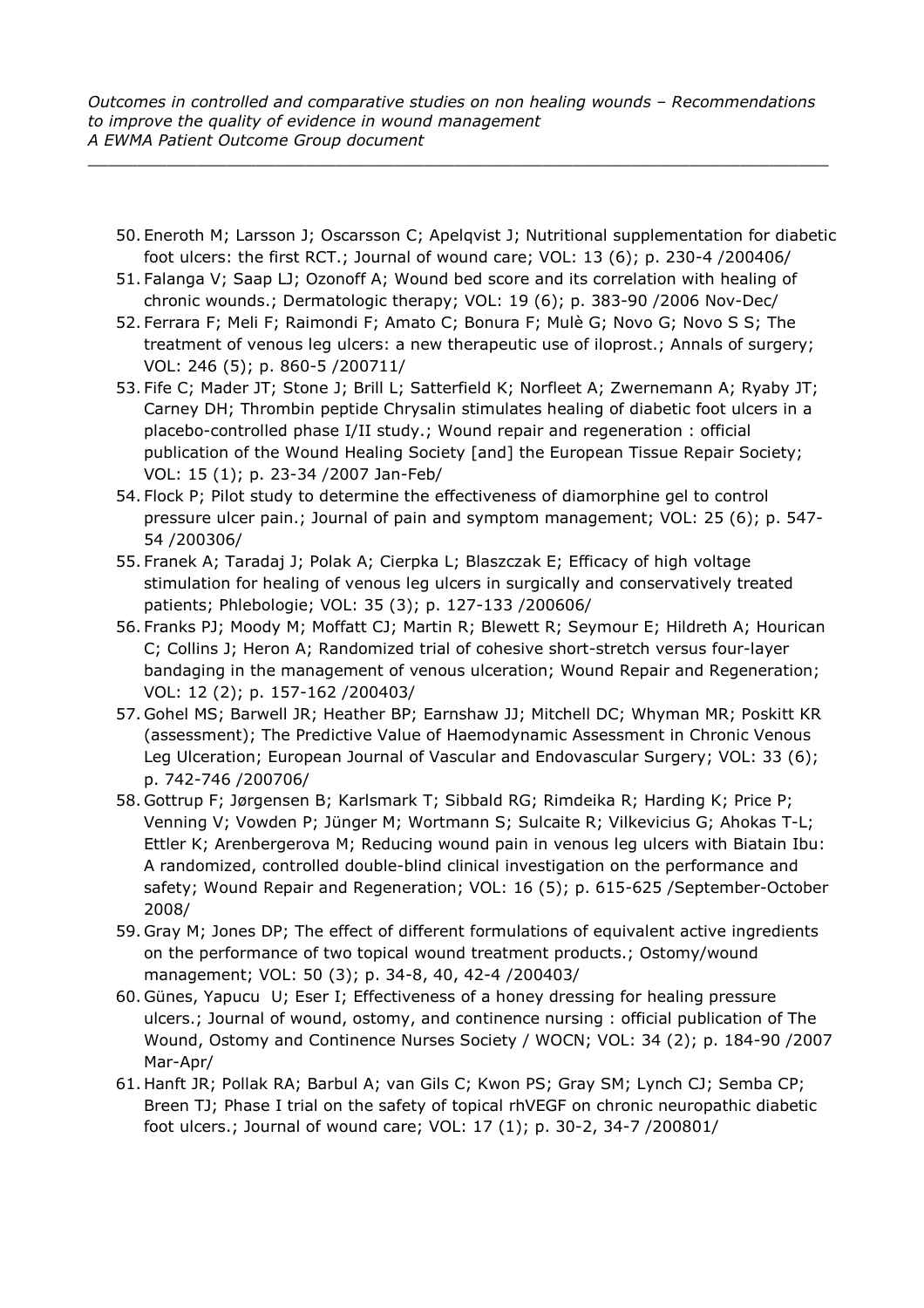50. Eneroth M; Larsson J; Oscarsson C; Apelqvist J; Nutritional supplementation for diabetic foot ulcers: the first RCT.; Journal of wound care; VOL: 13 (6); p. 230-4 /200406/
51. Falanga V; Saap LJ; Ozonoff A; Wound bed score and its correlation with healing of chronic wounds.; Dermatologic therapy; VOL: 19 (6); p. 383-90 /2006 Nov-Dec/
52. Ferrara F; Meli F; Raimondi F; Amato C; Bonura F; Mulè G; Novo G; Novo S S; The treatment of venous leg ulcers: a new therapeutic use of iloprost.; Annals of surgery; VOL: 246 (5); p. 860-5 /200711/
53. Fife C; Mader JT; Stone J; Brill L; Satterfield K; Norfleet A; Zwernemann A; Ryaby JT; Carney DH; Thrombin peptide Chrysalin stimulates healing of diabetic foot ulcers in a placebo-controlled phase I/II study.; Wound repair and regeneration : official publication of the Wound Healing Society [and] the European Tissue Repair Society; VOL: 15 (1); p. 23-34 /2007 Jan-Feb/
54. Flock P; Pilot study to determine the effectiveness of diamorphine gel to control pressure ulcer pain.; Journal of pain and symptom management; VOL: 25 (6); p. 547-54 /200306/
55. Franek A; Taradaj J; Polak A; Cierpka L; Blaszczak E; Efficacy of high voltage stimulation for healing of venous leg ulcers in surgically and conservatively treated patients; Phlebologie; VOL: 35 (3); p. 127-133 /200606/
56. Franks PJ; Moody M; Moffatt CJ; Martin R; Blewett R; Seymour E; Hildreth A; Hourican C; Collins J; Heron A; Randomized trial of cohesive short-stretch versus four-layer bandaging in the management of venous ulceration; Wound Repair and Regeneration; VOL: 12 (2); p. 157-162 /200403/
57. Gohel MS; Barwell JR; Heather BP; Earnshaw JJ; Mitchell DC; Whyman MR; Poskitt KR (assessment); The Predictive Value of Haemodynamic Assessment in Chronic Venous Leg Ulceration; European Journal of Vascular and Endovascular Surgery; VOL: 33 (6); p. 742-746 /200706/
58. Gottrup F; Jørgensen B; Karlsmark T; Sibbald RG; Rimdeika R; Harding K; Price P; Venning V; Vowden P; Jünger M; Wortmann S; Sulcaite R; Vilkevicius G; Ahokas T-L; Ettler K; Arenbergerova M; Reducing wound pain in venous leg ulcers with Biatain Ibu: A randomized, controlled double-blind clinical investigation on the performance and safety; Wound Repair and Regeneration; VOL: 16 (5); p. 615-625 /September-October 2008/
59. Gray M; Jones DP; The effect of different formulations of equivalent active ingredients on the performance of two topical wound treatment products.; Ostomy/wound management; VOL: 50 (3); p. 34-8, 40, 42-4 /200403/
60. Günes, Yapucu U; Eser I; Effectiveness of a honey dressing for healing pressure ulcers.; Journal of wound, ostomy, and continence nursing : official publication of The Wound, Ostomy and Continence Nurses Society / WOCN; VOL: 34 (2); p. 184-90 /2007 Mar-Apr/
61. Hanft JR; Pollak RA; Barbul A; van Gils C; Kwon PS; Gray SM; Lynch CJ; Semba CP; Breen TJ; Phase I trial on the safety of topical rhVEGF on chronic neuropathic diabetic foot ulcers.; Journal of wound care; VOL: 17 (1); p. 30-2, 34-7 /200801/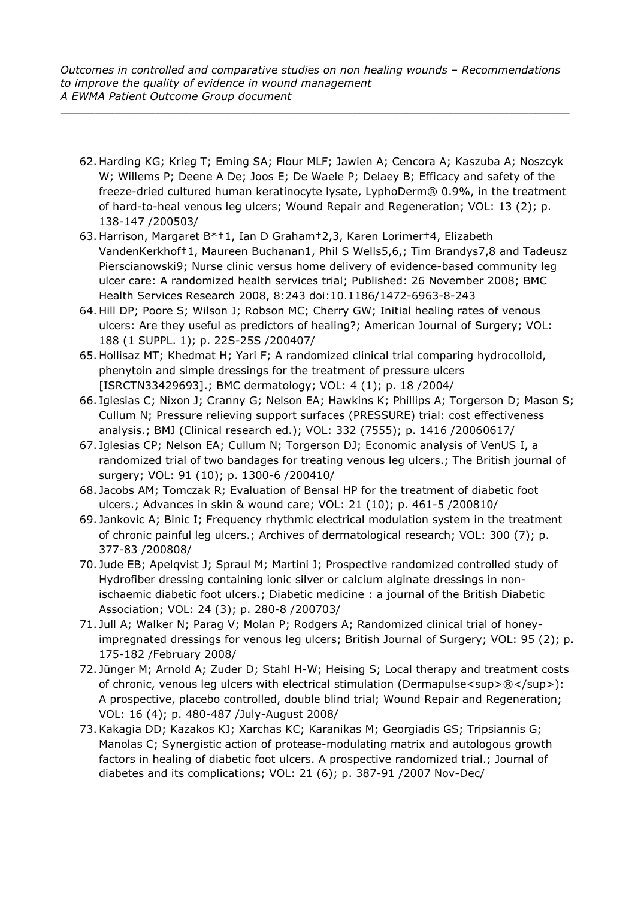62. Harding KG; Krieg T; Eming SA; Flour MLF; Jawien A; Cencora A; Kaszuba A; Noszcyk W; Willems P; Deene A De; Joos E; De Waele P; Delaey B; Efficacy and safety of the freeze-dried cultured human keratinocyte lysate, LyphoDerm® 0.9%, in the treatment of hard-to-heal venous leg ulcers; Wound Repair and Regeneration; VOL: 13 (2); p. 138-147 /200503/
63. Harrison, Margaret B*†1, Ian D Graham†2,3, Karen Lorimer†4, Elizabeth VandenKerkhof†1, Maureen Buchanan1, Phil S Wells5,6,; Tim Brandys7,8 and Tadeusz Pierscianowski9; Nurse clinic versus home delivery of evidence-based community leg ulcer care: A randomized health services trial; Published: 26 November 2008; BMC Health Services Research 2008, 8:243 doi:10.1186/1472-6963-8-243
64. Hill DP; Poore S; Wilson J; Robson MC; Cherry GW; Initial healing rates of venous ulcers: Are they useful as predictors of healing?; American Journal of Surgery; VOL: 188 (1 SUPPL. 1); p. 22S-25S /200407/
65. Hollisaz MT; Khedmat H; Yari F; A randomized clinical trial comparing hydrocolloid, phenytoin and simple dressings for the treatment of pressure ulcers [ISRCTN33429693].; BMC dermatology; VOL: 4 (1); p. 18 /2004/
66. Iglesias C; Nixon J; Cranny G; Nelson EA; Hawkins K; Phillips A; Torgerson D; Mason S; Cullum N; Pressure relieving support surfaces (PRESSURE) trial: cost effectiveness analysis.; BMJ (Clinical research ed.); VOL: 332 (7555); p. 1416 /20060617/
67. Iglesias CP; Nelson EA; Cullum N; Torgerson DJ; Economic analysis of VenUS I, a randomized trial of two bandages for treating venous leg ulcers.; The British journal of surgery; VOL: 91 (10); p. 1300-6 /200410/
68. Jacobs AM; Tomczak R; Evaluation of Bensal HP for the treatment of diabetic foot ulcers.; Advances in skin & wound care; VOL: 21 (10); p. 461-5 /200810/
69. Jankovic A; Binic I; Frequency rhythmic electrical modulation system in the treatment of chronic painful leg ulcers.; Archives of dermatological research; VOL: 300 (7); p. 377-83 /200808/
70. Jude EB; Apelqvist J; Spraul M; Martini J; Prospective randomized controlled study of Hydrofiber dressing containing ionic silver or calcium alginate dressings in non-ischaemic diabetic foot ulcers.; Diabetic medicine : a journal of the British Diabetic Association; VOL: 24 (3); p. 280-8 /200703/
71. Jull A; Walker N; Parag V; Molan P; Rodgers A; Randomized clinical trial of honey-impregnated dressings for venous leg ulcers; British Journal of Surgery; VOL: 95 (2); p. 175-182 /February 2008/
72. Jünger M; Arnold A; Zuder D; Stahl H-W; Heising S; Local therapy and treatment costs of chronic, venous leg ulcers with electrical stimulation (Dermapulse<sup>®</sup>): A prospective, placebo controlled, double blind trial; Wound Repair and Regeneration; VOL: 16 (4); p. 480-487 /July-August 2008/
73. Kakagia DD; Kazakos KJ; Xarchas KC; Karanikas M; Georgiadis GS; Tripsiannis G; Manolas C; Synergistic action of protease-modulating matrix and autologous growth factors in healing of diabetic foot ulcers. A prospective randomized trial.; Journal of diabetes and its complications; VOL: 21 (6); p. 387-91 /2007 Nov-Dec/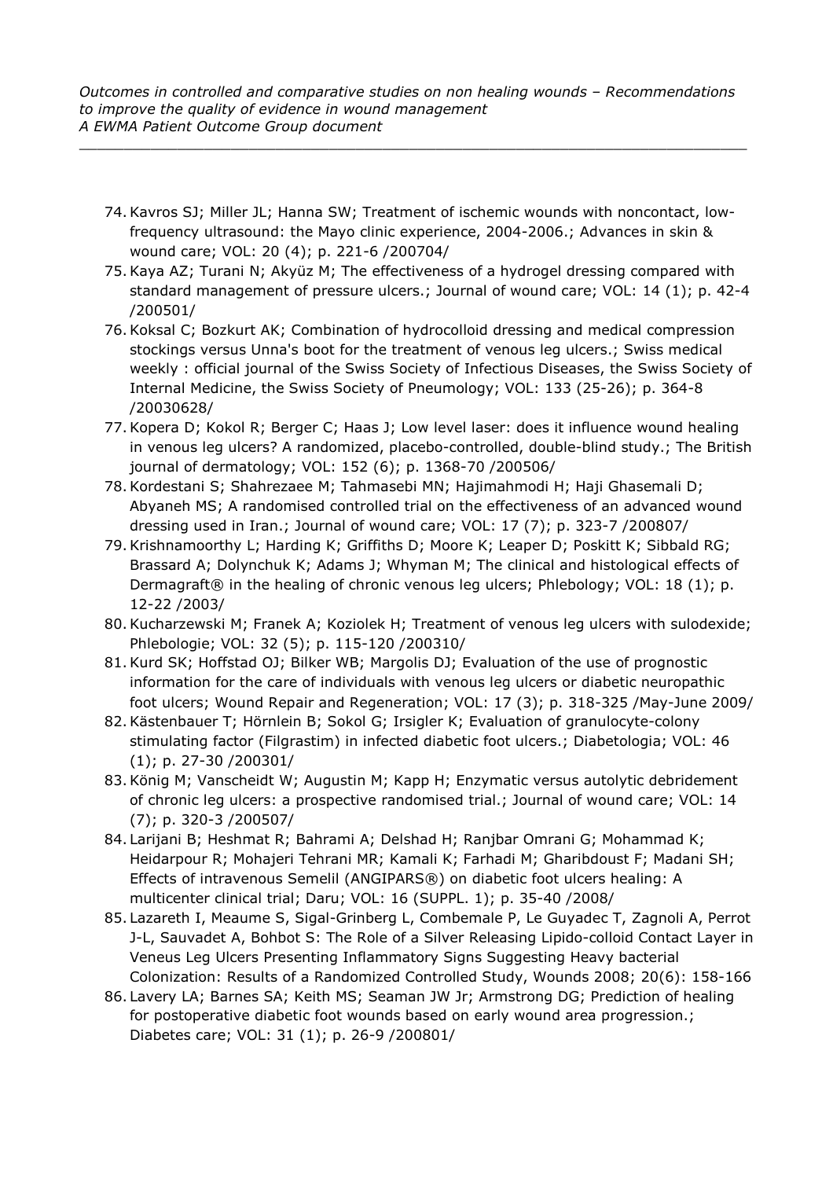74. Kavros SJ; Miller JL; Hanna SW; Treatment of ischemic wounds with noncontact, low-frequency ultrasound: the Mayo clinic experience, 2004-2006.; Advances in skin & wound care; VOL: 20 (4); p. 221-6 /200704/
75. Kaya AZ; Turani N; Akyüz M; The effectiveness of a hydrogel dressing compared with standard management of pressure ulcers.; Journal of wound care; VOL: 14 (1); p. 42-4 /200501/
76. Koksal C; Bozkurt AK; Combination of hydrocolloid dressing and medical compression stockings versus Unna's boot for the treatment of venous leg ulcers.; Swiss medical weekly : official journal of the Swiss Society of Infectious Diseases, the Swiss Society of Internal Medicine, the Swiss Society of Pneumology; VOL: 133 (25-26); p. 364-8 /20030628/
77. Kopera D; Kokol R; Berger C; Haas J; Low level laser: does it influence wound healing in venous leg ulcers? A randomized, placebo-controlled, double-blind study.; The British journal of dermatology; VOL: 152 (6); p. 1368-70 /200506/
78. Kordestani S; Shahrezaee M; Tahmasebi MN; Hajimahmodi H; Haji Ghasemali D; Abyaneh MS; A randomised controlled trial on the effectiveness of an advanced wound dressing used in Iran.; Journal of wound care; VOL: 17 (7); p. 323-7 /200807/
79. Krishnamoorthy L; Harding K; Griffiths D; Moore K; Leaper D; Poskitt K; Sibbald RG; Brassard A; Dolynchuk K; Adams J; Whyman M; The clinical and histological effects of Dermagraft® in the healing of chronic venous leg ulcers; Phlebology; VOL: 18 (1); p. 12-22 /2003/
80. Kucharzewski M; Franek A; Koziolek H; Treatment of venous leg ulcers with sulodexide; Phlebologie; VOL: 32 (5); p. 115-120 /200310/
81. Kurd SK; Hoffstad OJ; Bilker WB; Margolis DJ; Evaluation of the use of prognostic information for the care of individuals with venous leg ulcers or diabetic neuropathic foot ulcers; Wound Repair and Regeneration; VOL: 17 (3); p. 318-325 /May-June 2009/
82. Kästenbauer T; Hörnlein B; Sokol G; Irsigler K; Evaluation of granulocyte-colony stimulating factor (Filgrastim) in infected diabetic foot ulcers.; Diabetologia; VOL: 46 (1); p. 27-30 /200301/
83. König M; Vanscheidt W; Augustin M; Kapp H; Enzymatic versus autolytic debridement of chronic leg ulcers: a prospective randomised trial.; Journal of wound care; VOL: 14 (7); p. 320-3 /200507/
84. Larijani B; Heshmat R; Bahrami A; Delshad H; Ranjbar Omrani G; Mohammad K; Heidarpour R; Mohajeri Tehrani MR; Kamali K; Farhadi M; Gharibdoust F; Madani SH; Effects of intravenous Semelil (ANGIPARS®) on diabetic foot ulcers healing: A multicenter clinical trial; Daru; VOL: 16 (SUPPL. 1); p. 35-40 /2008/
85. Lazareth I, Meaume S, Sigal-Grinberg L, Combemale P, Le Guyadec T, Zagnoli A, Perrot J-L, Sauvadet A, Bohbot S: The Role of a Silver Releasing Lipido-colloid Contact Layer in Veneus Leg Ulcers Presenting Inflammatory Signs Suggesting Heavy bacterial Colonization: Results of a Randomized Controlled Study, Wounds 2008; 20(6): 158-166
86. Lavery LA; Barnes SA; Keith MS; Seaman JW Jr; Armstrong DG; Prediction of healing for postoperative diabetic foot wounds based on early wound area progression.; Diabetes care; VOL: 31 (1); p. 26-9 /200801/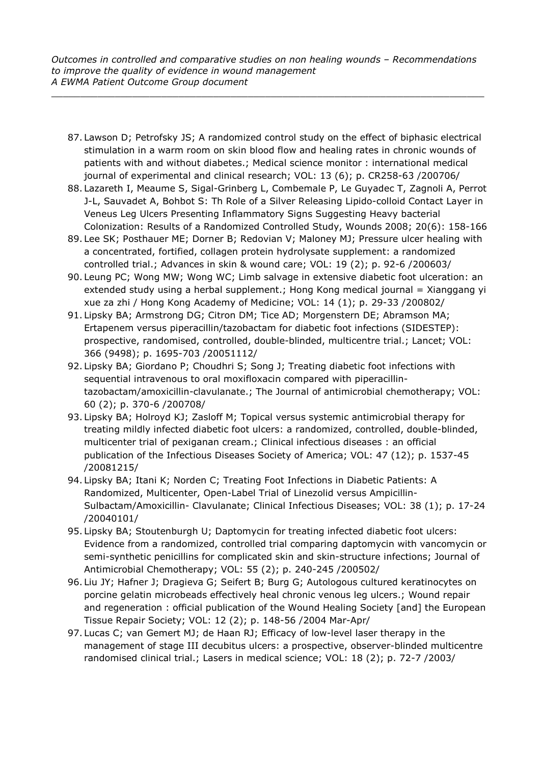87. Lawson D; Petrofsky JS; A randomized control study on the effect of biphasic electrical stimulation in a warm room on skin blood flow and healing rates in chronic wounds of patients with and without diabetes.; Medical science monitor : international medical journal of experimental and clinical research; VOL: 13 (6); p. CR258-63 /200706/
88. Lazareth I, Meaume S, Sigal-Grinberg L, Combemale P, Le Guyadec T, Zagnoli A, Perrot J-L, Sauvadet A, Bohbot S: Th Role of a Silver Releasing Lipido-colloid Contact Layer in Veneus Leg Ulcers Presenting Inflammatory Signs Suggesting Heavy bacterial Colonization: Results of a Randomized Controlled Study, Wounds 2008; 20(6): 158-166
89. Lee SK; Posthauer ME; Dorner B; Redovian V; Maloney MJ; Pressure ulcer healing with a concentrated, fortified, collagen protein hydrolysate supplement: a randomized controlled trial.; Advances in skin & wound care; VOL: 19 (2); p. 92-6 /200603/
90. Leung PC; Wong MW; Wong WC; Limb salvage in extensive diabetic foot ulceration: an extended study using a herbal supplement.; Hong Kong medical journal = Xianggang yi xue za zhi / Hong Kong Academy of Medicine; VOL: 14 (1); p. 29-33 /200802/
91. Lipsky BA; Armstrong DG; Citron DM; Tice AD; Morgenstern DE; Abramson MA; Ertapenem versus piperacillin/tazobactam for diabetic foot infections (SIDESTEP): prospective, randomised, controlled, double-blinded, multicentre trial.; Lancet; VOL: 366 (9498); p. 1695-703 /20051112/
92. Lipsky BA; Giordano P; Choudhri S; Song J; Treating diabetic foot infections with sequential intravenous to oral moxifloxacin compared with piperacillin-tazobactam/amoxicillin-clavulanate.; The Journal of antimicrobial chemotherapy; VOL: 60 (2); p. 370-6 /200708/
93. Lipsky BA; Holroyd KJ; Zasloff M; Topical versus systemic antimicrobial therapy for treating mildly infected diabetic foot ulcers: a randomized, controlled, double-blinded, multicenter trial of pexiganan cream.; Clinical infectious diseases : an official publication of the Infectious Diseases Society of America; VOL: 47 (12); p. 1537-45 /20081215/
94. Lipsky BA; Itani K; Norden C; Treating Foot Infections in Diabetic Patients: A Randomized, Multicenter, Open-Label Trial of Linezolid versus Ampicillin-Sulbactam/Amoxicillin- Clavulanate; Clinical Infectious Diseases; VOL: 38 (1); p. 17-24 /20040101/
95. Lipsky BA; Stoutenburgh U; Daptomycin for treating infected diabetic foot ulcers: Evidence from a randomized, controlled trial comparing daptomycin with vancomycin or semi-synthetic penicillins for complicated skin and skin-structure infections; Journal of Antimicrobial Chemotherapy; VOL: 55 (2); p. 240-245 /200502/
96. Liu JY; Hafner J; Dragieva G; Seifert B; Burg G; Autologous cultured keratinocytes on porcine gelatin microbeads effectively heal chronic venous leg ulcers.; Wound repair and regeneration : official publication of the Wound Healing Society [and] the European Tissue Repair Society; VOL: 12 (2); p. 148-56 /2004 Mar-Apr/
97. Lucas C; van Gemert MJ; de Haan RJ; Efficacy of low-level laser therapy in the management of stage III decubitus ulcers: a prospective, observer-blinded multicentre randomised clinical trial.; Lasers in medical science; VOL: 18 (2); p. 72-7 /2003/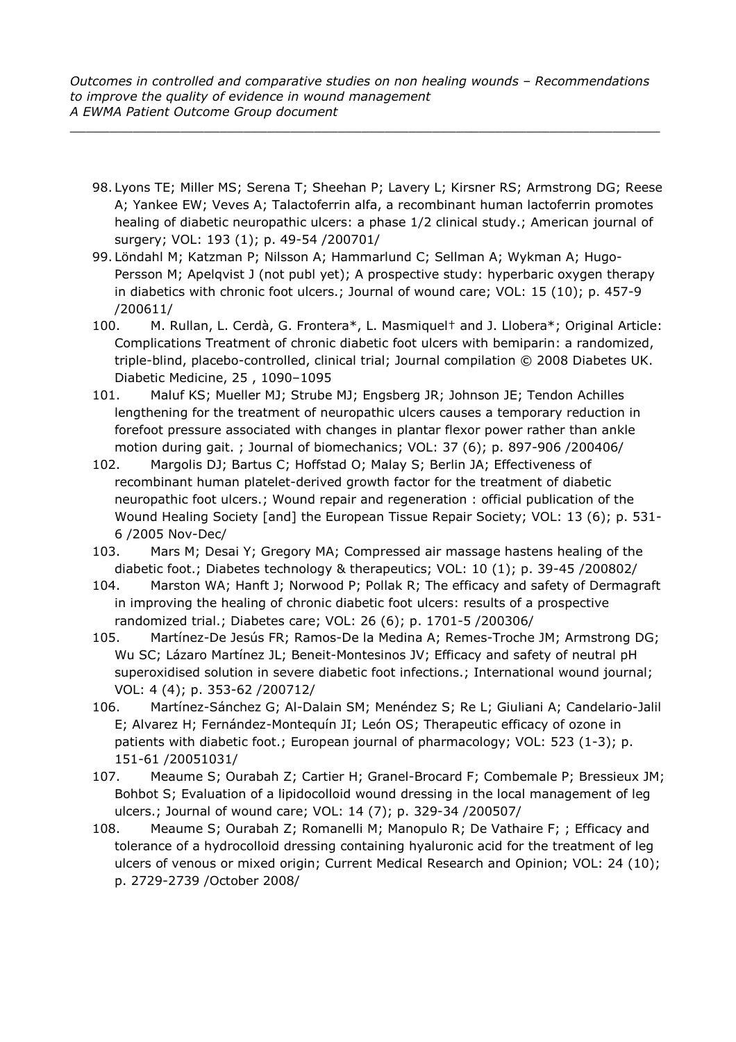98. Lyons TE; Miller MS; Serena T; Sheehan P; Lavery L; Kirsner RS; Armstrong DG; Reese A; Yankee EW; Veves A; Talactoferrin alfa, a recombinant human lactoferrin promotes healing of diabetic neuropathic ulcers: a phase 1/2 clinical study.; American journal of surgery; VOL: 193 (1); p. 49-54 /200701/
99. Löndahl M; Katzman P; Nilsson A; Hammarlund C; Sellman A; Wykman A; Hugo-Persson M; Apelqvist J (not publ yet); A prospective study: hyperbaric oxygen therapy in diabetics with chronic foot ulcers.; Journal of wound care; VOL: 15 (10); p. 457-9 /200611/
100. M. Rullan, L. Cerdà, G. Frontera*, L. Masmiquel† and J. Llobera*; Original Article: Complications Treatment of chronic diabetic foot ulcers with bemiparin: a randomized, triple-blind, placebo-controlled, clinical trial; Journal compilation © 2008 Diabetes UK. Diabetic Medicine, 25 , 1090–1095
101. Maluf KS; Mueller MJ; Strube MJ; Engsberg JR; Johnson JE; Tendon Achilles lengthening for the treatment of neuropathic ulcers causes a temporary reduction in forefoot pressure associated with changes in plantar flexor power rather than ankle motion during gait. ; Journal of biomechanics; VOL: 37 (6); p. 897-906 /200406/
102. Margolis DJ; Bartus C; Hoffstad O; Malay S; Berlin JA; Effectiveness of recombinant human platelet-derived growth factor for the treatment of diabetic neuropathic foot ulcers.; Wound repair and regeneration : official publication of the Wound Healing Society [and] the European Tissue Repair Society; VOL: 13 (6); p. 531-6 /2005 Nov-Dec/
103. Mars M; Desai Y; Gregory MA; Compressed air massage hastens healing of the diabetic foot.; Diabetes technology & therapeutics; VOL: 10 (1); p. 39-45 /200802/
104. Marston WA; Hanft J; Norwood P; Pollak R; The efficacy and safety of Dermagraft in improving the healing of chronic diabetic foot ulcers: results of a prospective randomized trial.; Diabetes care; VOL: 26 (6); p. 1701-5 /200306/
105. Martínez-De Jesús FR; Ramos-De la Medina A; Remes-Troche JM; Armstrong DG; Wu SC; Lázaro Martínez JL; Beneit-Montesinos JV; Efficacy and safety of neutral pH superoxidised solution in severe diabetic foot infections.; International wound journal; VOL: 4 (4); p. 353-62 /200712/
106. Martínez-Sánchez G; Al-Dalain SM; Menéndez S; Re L; Giuliani A; Candelario-Jalil E; Alvarez H; Fernández-Montequín JI; León OS; Therapeutic efficacy of ozone in patients with diabetic foot.; European journal of pharmacology; VOL: 523 (1-3); p. 151-61 /20051031/
107. Meaume S; Ourabah Z; Cartier H; Granel-Brocard F; Combemale P; Bressieux JM; Bohbot S; Evaluation of a lipidocolloid wound dressing in the local management of leg ulcers.; Journal of wound care; VOL: 14 (7); p. 329-34 /200507/
108. Meaume S; Ourabah Z; Romanelli M; Manopulo R; De Vathaire F; ; Efficacy and tolerance of a hydrocolloid dressing containing hyaluronic acid for the treatment of leg ulcers of venous or mixed origin; Current Medical Research and Opinion; VOL: 24 (10); p. 2729-2739 /October 2008/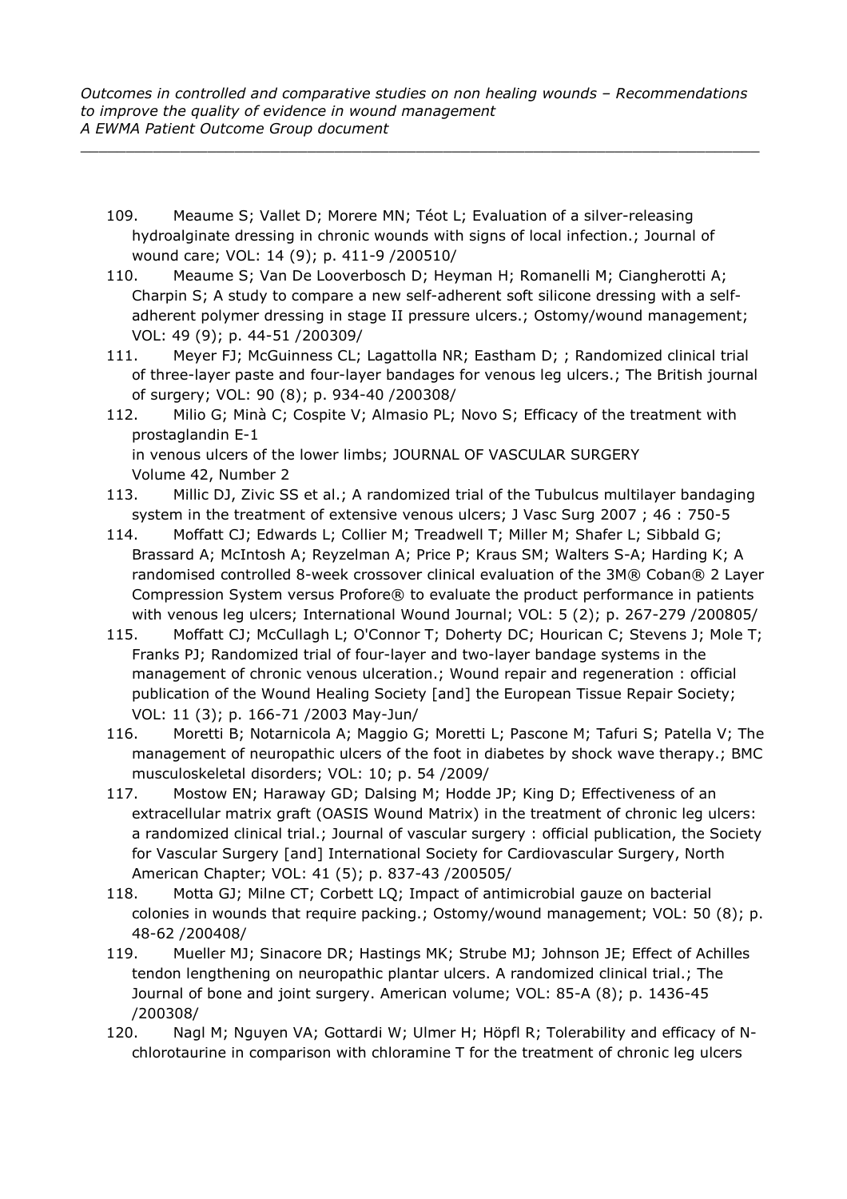109. Meaume S; Vallet D; Morere MN; Téot L; Evaluation of a silver-releasing hydroalginate dressing in chronic wounds with signs of local infection.; Journal of wound care; VOL: 14 (9); p. 411-9 /200510/

110. Meaume S; Van De Looverbosch D; Heyman H; Romanelli M; Ciangherotti A; Charpin S; A study to compare a new self-adherent soft silicone dressing with a self-adherent polymer dressing in stage II pressure ulcers.; Ostomy/wound management; VOL: 49 (9); p. 44-51 /200309/

111. Meyer FJ; McGuinness CL; Lagattolla NR; Eastham D; ; Randomized clinical trial of three-layer paste and four-layer bandages for venous leg ulcers.; The British journal of surgery; VOL: 90 (8); p. 934-40 /200308/

112. Milio G; Minà C; Cospite V; Almasio PL; Novo S; Efficacy of the treatment with prostaglandin E-1
in venous ulcers of the lower limbs; JOURNAL OF VASCULAR SURGERY
Volume 42, Number 2

113. Millic DJ, Zivic SS et al.; A randomized trial of the Tubulcus multilayer bandaging system in the treatment of extensive venous ulcers; J Vasc Surg 2007 ; 46 : 750-5

114. Moffatt CJ; Edwards L; Collier M; Treadwell T; Miller M; Shafer L; Sibbald G; Brassard A; McIntosh A; Reyzelman A; Price P; Kraus SM; Walters S-A; Harding K; A randomised controlled 8-week crossover clinical evaluation of the 3M® Coban® 2 Layer Compression System versus Profore® to evaluate the product performance in patients with venous leg ulcers; International Wound Journal; VOL: 5 (2); p. 267-279 /200805/

115. Moffatt CJ; McCullagh L; O'Connor T; Doherty DC; Hourican C; Stevens J; Mole T; Franks PJ; Randomized trial of four-layer and two-layer bandage systems in the management of chronic venous ulceration.; Wound repair and regeneration : official publication of the Wound Healing Society [and] the European Tissue Repair Society; VOL: 11 (3); p. 166-71 /2003 May-Jun/

116. Moretti B; Notarnicola A; Maggio G; Moretti L; Pascone M; Tafuri S; Patella V; The management of neuropathic ulcers of the foot in diabetes by shock wave therapy.; BMC musculoskeletal disorders; VOL: 10; p. 54 /2009/

117. Mostow EN; Haraway GD; Dalsing M; Hodde JP; King D; Effectiveness of an extracellular matrix graft (OASIS Wound Matrix) in the treatment of chronic leg ulcers: a randomized clinical trial.; Journal of vascular surgery : official publication, the Society for Vascular Surgery [and] International Society for Cardiovascular Surgery, North American Chapter; VOL: 41 (5); p. 837-43 /200505/

118. Motta GJ; Milne CT; Corbett LQ; Impact of antimicrobial gauze on bacterial colonies in wounds that require packing.; Ostomy/wound management; VOL: 50 (8); p. 48-62 /200408/

119. Mueller MJ; Sinacore DR; Hastings MK; Strube MJ; Johnson JE; Effect of Achilles tendon lengthening on neuropathic plantar ulcers. A randomized clinical trial.; The Journal of bone and joint surgery. American volume; VOL: 85-A (8); p. 1436-45 /200308/

120. Nagl M; Nguyen VA; Gottardi W; Ulmer H; Höpfl R; Tolerability and efficacy of N-chlorotaurine in comparison with chloramine T for the treatment of chronic leg ulcers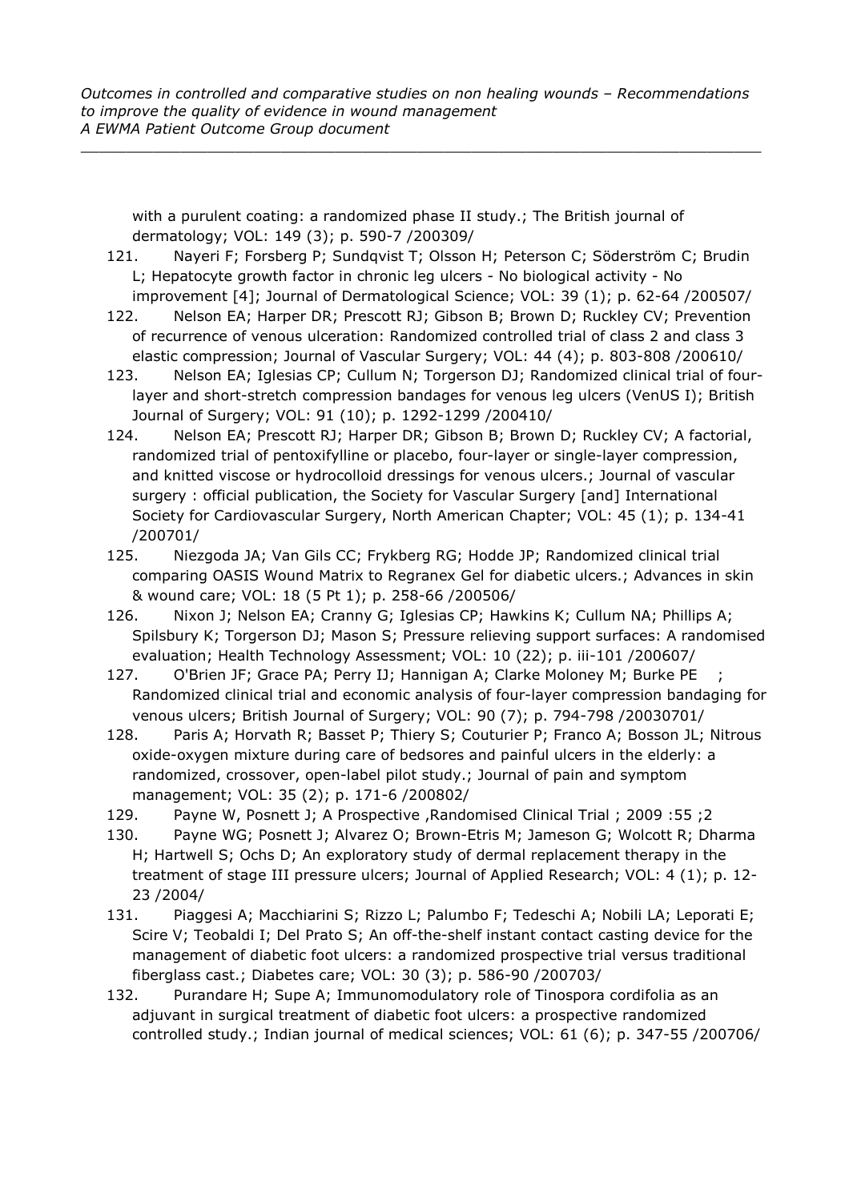with a purulent coating: a randomized phase II study.; The British journal of dermatology; VOL: 149 (3); p. 590-7 /200309/

121. Nayeri F; Forsberg P; Sundqvist T; Olsson H; Peterson C; Söderström C; Brudin L; Hepatocyte growth factor in chronic leg ulcers - No biological activity - No improvement [4]; Journal of Dermatological Science; VOL: 39 (1); p. 62-64 /200507/
122. Nelson EA; Harper DR; Prescott RJ; Gibson B; Brown D; Ruckley CV; Prevention of recurrence of venous ulceration: Randomized controlled trial of class 2 and class 3 elastic compression; Journal of Vascular Surgery; VOL: 44 (4); p. 803-808 /200610/
123. Nelson EA; Iglesias CP; Cullum N; Torgerson DJ; Randomized clinical trial of four-layer and short-stretch compression bandages for venous leg ulcers (VenUS I); British Journal of Surgery; VOL: 91 (10); p. 1292-1299 /200410/
124. Nelson EA; Prescott RJ; Harper DR; Gibson B; Brown D; Ruckley CV; A factorial, randomized trial of pentoxifylline or placebo, four-layer or single-layer compression, and knitted viscose or hydrocolloid dressings for venous ulcers.; Journal of vascular surgery : official publication, the Society for Vascular Surgery [and] International Society for Cardiovascular Surgery, North American Chapter; VOL: 45 (1); p. 134-41 /200701/
125. Niezgoda JA; Van Gils CC; Frykberg RG; Hodde JP; Randomized clinical trial comparing OASIS Wound Matrix to Regranex Gel for diabetic ulcers.; Advances in skin & wound care; VOL: 18 (5 Pt 1); p. 258-66 /200506/
126. Nixon J; Nelson EA; Cranny G; Iglesias CP; Hawkins K; Cullum NA; Phillips A; Spilsbury K; Torgerson DJ; Mason S; Pressure relieving support surfaces: A randomised evaluation; Health Technology Assessment; VOL: 10 (22); p. iii-101 /200607/
127. O'Brien JF; Grace PA; Perry IJ; Hannigan A; Clarke Moloney M; Burke PE ; Randomized clinical trial and economic analysis of four-layer compression bandaging for venous ulcers; British Journal of Surgery; VOL: 90 (7); p. 794-798 /20030701/
128. Paris A; Horvath R; Basset P; Thiery S; Couturier P; Franco A; Bosson JL; Nitrous oxide-oxygen mixture during care of bedsores and painful ulcers in the elderly: a randomized, crossover, open-label pilot study.; Journal of pain and symptom management; VOL: 35 (2); p. 171-6 /200802/
129. Payne W, Posnett J; A Prospective ,Randomised Clinical Trial ; 2009 :55 ;2
130. Payne WG; Posnett J; Alvarez O; Brown-Etris M; Jameson G; Wolcott R; Dharma H; Hartwell S; Ochs D; An exploratory study of dermal replacement therapy in the treatment of stage III pressure ulcers; Journal of Applied Research; VOL: 4 (1); p. 12-23 /2004/
131. Piaggesi A; Macchiarini S; Rizzo L; Palumbo F; Tedeschi A; Nobili LA; Leporati E; Scire V; Teobaldi I; Del Prato S; An off-the-shelf instant contact casting device for the management of diabetic foot ulcers: a randomized prospective trial versus traditional fiberglass cast.; Diabetes care; VOL: 30 (3); p. 586-90 /200703/
132. Purandare H; Supe A; Immunomodulatory role of Tinospora cordifolia as an adjuvant in surgical treatment of diabetic foot ulcers: a prospective randomized controlled study.; Indian journal of medical sciences; VOL: 61 (6); p. 347-55 /200706/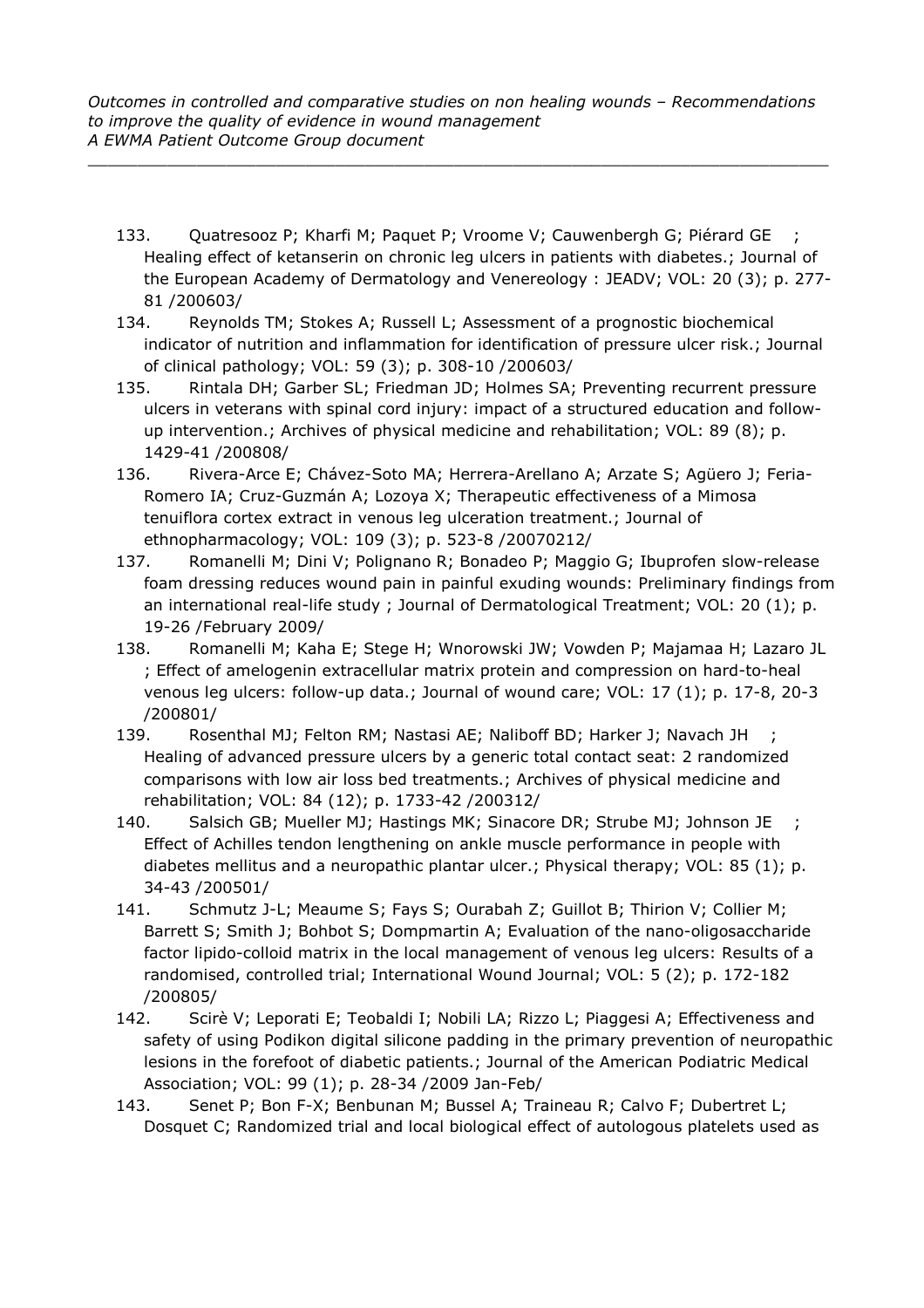133. Quatresooz P; Kharfi M; Paquet P; Vroome V; Cauwenbergh G; Piérard GE ; Healing effect of ketanserin on chronic leg ulcers in patients with diabetes.; Journal of the European Academy of Dermatology and Venereology : JEADV; VOL: 20 (3); p. 277-81 /200603/
134. Reynolds TM; Stokes A; Russell L; Assessment of a prognostic biochemical indicator of nutrition and inflammation for identification of pressure ulcer risk.; Journal of clinical pathology; VOL: 59 (3); p. 308-10 /200603/
135. Rintala DH; Garber SL; Friedman JD; Holmes SA; Preventing recurrent pressure ulcers in veterans with spinal cord injury: impact of a structured education and follow-up intervention.; Archives of physical medicine and rehabilitation; VOL: 89 (8); p. 1429-41 /200808/
136. Rivera-Arce E; Chávez-Soto MA; Herrera-Arellano A; Arzate S; Agüero J; Feria-Romero IA; Cruz-Guzmán A; Lozoya X; Therapeutic effectiveness of a Mimosa tenuiflora cortex extract in venous leg ulceration treatment.; Journal of ethnopharmacology; VOL: 109 (3); p. 523-8 /20070212/
137. Romanelli M; Dini V; Polignano R; Bonadeo P; Maggio G; Ibuprofen slow-release foam dressing reduces wound pain in painful exuding wounds: Preliminary findings from an international real-life study ; Journal of Dermatological Treatment; VOL: 20 (1); p. 19-26 /February 2009/
138. Romanelli M; Kaha E; Stege H; Wnorowski JW; Vowden P; Majamaa H; Lazaro JL ; Effect of amelogenin extracellular matrix protein and compression on hard-to-heal venous leg ulcers: follow-up data.; Journal of wound care; VOL: 17 (1); p. 17-8, 20-3 /200801/
139. Rosenthal MJ; Felton RM; Nastasi AE; Naliboff BD; Harker J; Navach JH ; Healing of advanced pressure ulcers by a generic total contact seat: 2 randomized comparisons with low air loss bed treatments.; Archives of physical medicine and rehabilitation; VOL: 84 (12); p. 1733-42 /200312/
140. Salsich GB; Mueller MJ; Hastings MK; Sinacore DR; Strube MJ; Johnson JE ; Effect of Achilles tendon lengthening on ankle muscle performance in people with diabetes mellitus and a neuropathic plantar ulcer.; Physical therapy; VOL: 85 (1); p. 34-43 /200501/
141. Schmutz J-L; Meaume S; Fays S; Ourabah Z; Guillot B; Thirion V; Collier M; Barrett S; Smith J; Bohbot S; Dompmartin A; Evaluation of the nano-oligosaccharide factor lipido-colloid matrix in the local management of venous leg ulcers: Results of a randomised, controlled trial; International Wound Journal; VOL: 5 (2); p. 172-182 /200805/
142. Scirè V; Leporati E; Teobaldi I; Nobili LA; Rizzo L; Piaggesi A; Effectiveness and safety of using Podikon digital silicone padding in the primary prevention of neuropathic lesions in the forefoot of diabetic patients.; Journal of the American Podiatric Medical Association; VOL: 99 (1); p. 28-34 /2009 Jan-Feb/
143. Senet P; Bon F-X; Benbunan M; Bussel A; Traineau R; Calvo F; Dubertret L; Dosquet C; Randomized trial and local biological effect of autologous platelets used as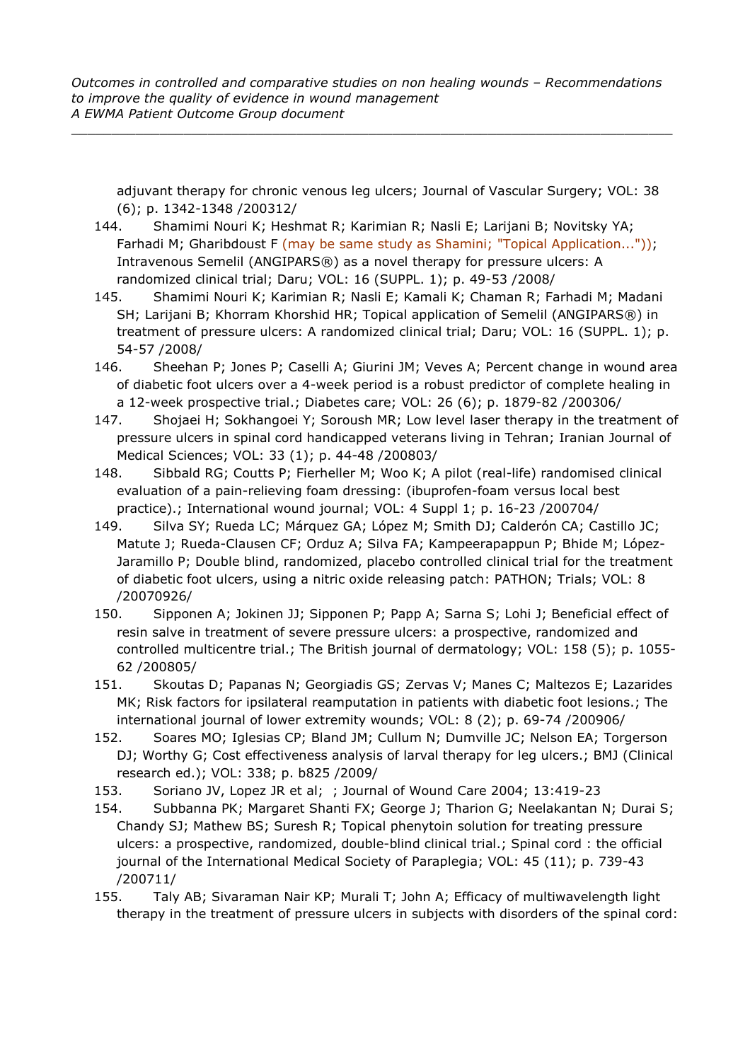adjuvant therapy for chronic venous leg ulcers; Journal of Vascular Surgery; VOL: 38 (6); p. 1342-1348 /200312/

144. Shamimi Nouri K; Heshmat R; Karimian R; Nasli E; Larijani B; Novitsky YA; Farhadi M; Gharibdoust F (may be same study as Shamini; "Topical Application...")); Intravenous Semelil (ANGIPARS®) as a novel therapy for pressure ulcers: A randomized clinical trial; Daru; VOL: 16 (SUPPL. 1); p. 49-53 /2008/
145. Shamimi Nouri K; Karimian R; Nasli E; Kamali K; Chaman R; Farhadi M; Madani SH; Larijani B; Khorram Khorshid HR; Topical application of Semelil (ANGIPARS®) in treatment of pressure ulcers: A randomized clinical trial; Daru; VOL: 16 (SUPPL. 1); p. 54-57 /2008/
146. Sheehan P; Jones P; Caselli A; Giurini JM; Veves A; Percent change in wound area of diabetic foot ulcers over a 4-week period is a robust predictor of complete healing in a 12-week prospective trial.; Diabetes care; VOL: 26 (6); p. 1879-82 /200306/
147. Shojaei H; Sokhangoei Y; Soroush MR; Low level laser therapy in the treatment of pressure ulcers in spinal cord handicapped veterans living in Tehran; Iranian Journal of Medical Sciences; VOL: 33 (1); p. 44-48 /200803/
148. Sibbald RG; Coutts P; Fierheller M; Woo K; A pilot (real-life) randomised clinical evaluation of a pain-relieving foam dressing: (ibuprofen-foam versus local best practice).; International wound journal; VOL: 4 Suppl 1; p. 16-23 /200704/
149. Silva SY; Rueda LC; Márquez GA; López M; Smith DJ; Calderón CA; Castillo JC; Matute J; Rueda-Clausen CF; Orduz A; Silva FA; Kampeerapappun P; Bhide M; López-Jaramillo P; Double blind, randomized, placebo controlled clinical trial for the treatment of diabetic foot ulcers, using a nitric oxide releasing patch: PATHON; Trials; VOL: 8 /20070926/
150. Sipponen A; Jokinen JJ; Sipponen P; Papp A; Sarna S; Lohi J; Beneficial effect of resin salve in treatment of severe pressure ulcers: a prospective, randomized and controlled multicentre trial.; The British journal of dermatology; VOL: 158 (5); p. 1055-62 /200805/
151. Skoutas D; Papanas N; Georgiadis GS; Zervas V; Manes C; Maltezos E; Lazarides MK; Risk factors for ipsilateral reamputation in patients with diabetic foot lesions.; The international journal of lower extremity wounds; VOL: 8 (2); p. 69-74 /200906/
152. Soares MO; Iglesias CP; Bland JM; Cullum N; Dumville JC; Nelson EA; Torgerson DJ; Worthy G; Cost effectiveness analysis of larval therapy for leg ulcers.; BMJ (Clinical research ed.); VOL: 338; p. b825 /2009/
153. Soriano JV, Lopez JR et al; ; Journal of Wound Care 2004; 13:419-23
154. Subbanna PK; Margaret Shanti FX; George J; Tharion G; Neelakantan N; Durai S; Chandy SJ; Mathew BS; Suresh R; Topical phenytoin solution for treating pressure ulcers: a prospective, randomized, double-blind clinical trial.; Spinal cord : the official journal of the International Medical Society of Paraplegia; VOL: 45 (11); p. 739-43 /200711/
155. Taly AB; Sivaraman Nair KP; Murali T; John A; Efficacy of multiwavelength light therapy in the treatment of pressure ulcers in subjects with disorders of the spinal cord: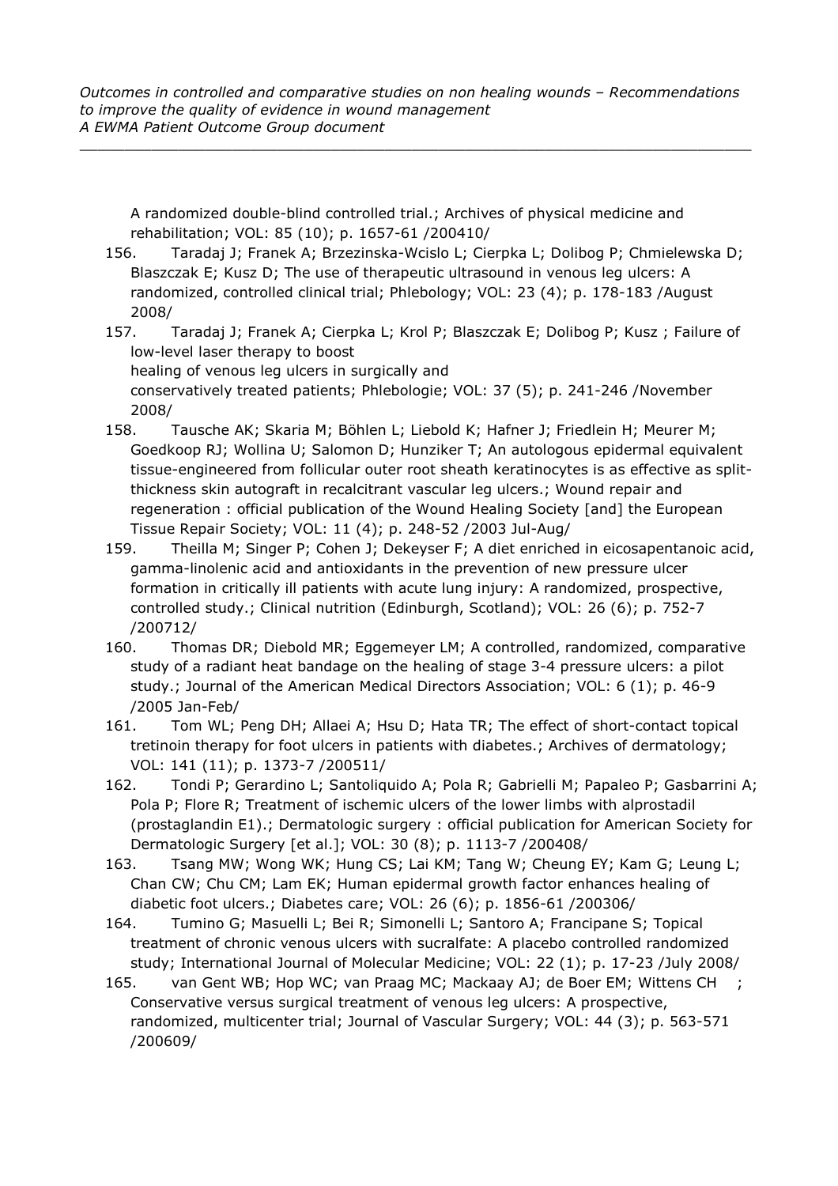A randomized double-blind controlled trial.; Archives of physical medicine and rehabilitation; VOL: 85 (10); p. 1657-61 /200410/

156. Taradaj J; Franek A; Brzezinska-Wcislo L; Cierpka L; Dolibog P; Chmielewska D; Blaszczak E; Kusz D; The use of therapeutic ultrasound in venous leg ulcers: A randomized, controlled clinical trial; Phlebology; VOL: 23 (4); p. 178-183 /August 2008/
157. Taradaj J; Franek A; Cierpka L; Krol P; Blaszczak E; Dolibog P; Kusz ; Failure of low-level laser therapy to boost healing of venous leg ulcers in surgically and conservatively treated patients; Phlebologie; VOL: 37 (5); p. 241-246 /November 2008/
158. Tausche AK; Skaria M; Böhlen L; Liebold K; Hafner J; Friedlein H; Meurer M; Goedkoop RJ; Wollina U; Salomon D; Hunziker T; An autologous epidermal equivalent tissue-engineered from follicular outer root sheath keratinocytes is as effective as split-thickness skin autograft in recalcitrant vascular leg ulcers.; Wound repair and regeneration : official publication of the Wound Healing Society [and] the European Tissue Repair Society; VOL: 11 (4); p. 248-52 /2003 Jul-Aug/
159. Theilla M; Singer P; Cohen J; Dekeyser F; A diet enriched in eicosapentanoic acid, gamma-linolenic acid and antioxidants in the prevention of new pressure ulcer formation in critically ill patients with acute lung injury: A randomized, prospective, controlled study.; Clinical nutrition (Edinburgh, Scotland); VOL: 26 (6); p. 752-7 /200712/
160. Thomas DR; Diebold MR; Eggemeyer LM; A controlled, randomized, comparative study of a radiant heat bandage on the healing of stage 3-4 pressure ulcers: a pilot study.; Journal of the American Medical Directors Association; VOL: 6 (1); p. 46-9 /2005 Jan-Feb/
161. Tom WL; Peng DH; Allaei A; Hsu D; Hata TR; The effect of short-contact topical tretinoin therapy for foot ulcers in patients with diabetes.; Archives of dermatology; VOL: 141 (11); p. 1373-7 /200511/
162. Tondi P; Gerardino L; Santoliquido A; Pola R; Gabrielli M; Papaleo P; Gasbarrini A; Pola P; Flore R; Treatment of ischemic ulcers of the lower limbs with alprostadil (prostaglandin E1).; Dermatologic surgery : official publication for American Society for Dermatologic Surgery [et al.]; VOL: 30 (8); p. 1113-7 /200408/
163. Tsang MW; Wong WK; Hung CS; Lai KM; Tang W; Cheung EY; Kam G; Leung L; Chan CW; Chu CM; Lam EK; Human epidermal growth factor enhances healing of diabetic foot ulcers.; Diabetes care; VOL: 26 (6); p. 1856-61 /200306/
164. Tumino G; Masuelli L; Bei R; Simonelli L; Santoro A; Francipane S; Topical treatment of chronic venous ulcers with sucralfate: A placebo controlled randomized study; International Journal of Molecular Medicine; VOL: 22 (1); p. 17-23 /July 2008/
165. van Gent WB; Hop WC; van Praag MC; Mackaay AJ; de Boer EM; Wittens CH ; Conservative versus surgical treatment of venous leg ulcers: A prospective, randomized, multicenter trial; Journal of Vascular Surgery; VOL: 44 (3); p. 563-571 /200609/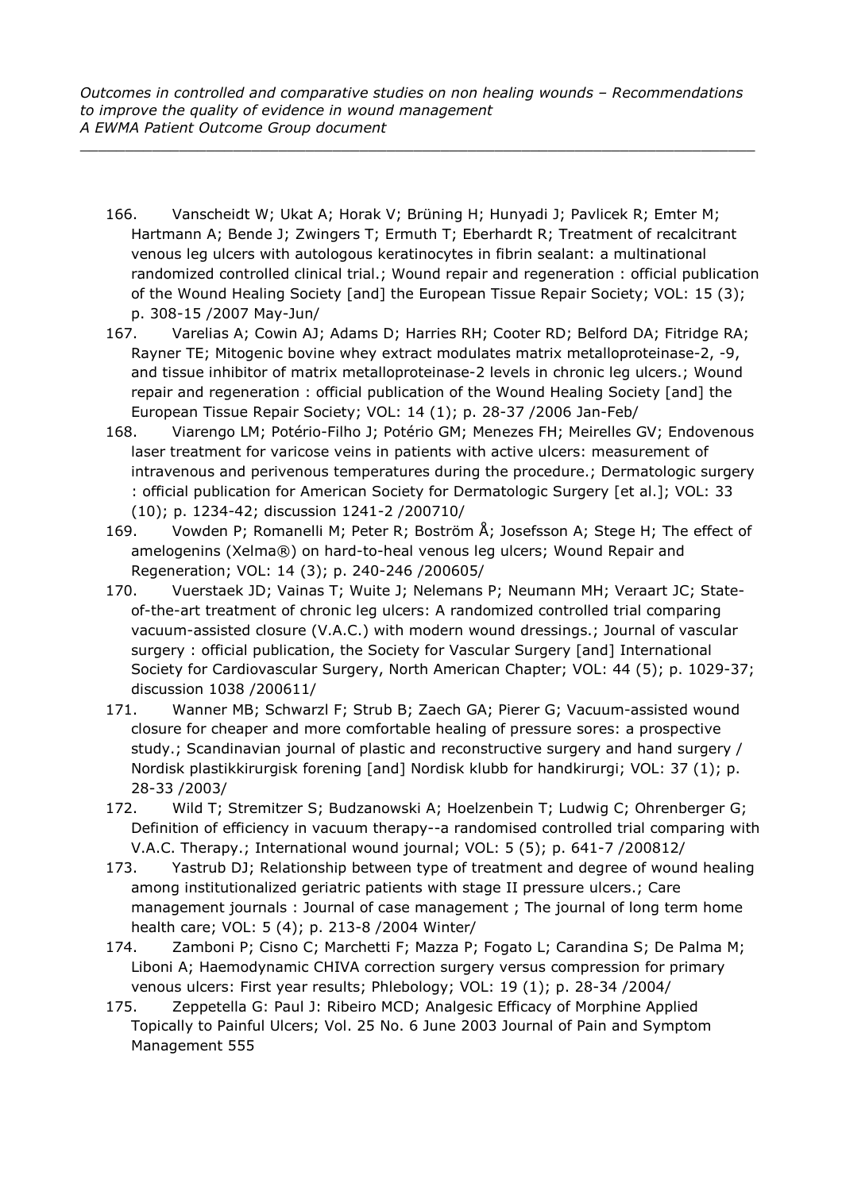166. Vanscheidt W; Ukat A; Horak V; Brüning H; Hunyadi J; Pavlicek R; Emter M; Hartmann A; Bende J; Zwingers T; Ermuth T; Eberhardt R; Treatment of recalcitrant venous leg ulcers with autologous keratinocytes in fibrin sealant: a multinational randomized controlled clinical trial.; Wound repair and regeneration : official publication of the Wound Healing Society [and] the European Tissue Repair Society; VOL: 15 (3); p. 308-15 /2007 May-Jun/
167. Varelias A; Cowin AJ; Adams D; Harries RH; Cooter RD; Belford DA; Fitridge RA; Rayner TE; Mitogenic bovine whey extract modulates matrix metalloproteinase-2, -9, and tissue inhibitor of matrix metalloproteinase-2 levels in chronic leg ulcers.; Wound repair and regeneration : official publication of the Wound Healing Society [and] the European Tissue Repair Society; VOL: 14 (1); p. 28-37 /2006 Jan-Feb/
168. Viarengo LM; Potério-Filho J; Potério GM; Menezes FH; Meirelles GV; Endovenous laser treatment for varicose veins in patients with active ulcers: measurement of intravenous and perivenous temperatures during the procedure.; Dermatologic surgery : official publication for American Society for Dermatologic Surgery [et al.]; VOL: 33 (10); p. 1234-42; discussion 1241-2 /200710/
169. Vowden P; Romanelli M; Peter R; Boström Å; Josefsson A; Stege H; The effect of amelogenins (Xelma®) on hard-to-heal venous leg ulcers; Wound Repair and Regeneration; VOL: 14 (3); p. 240-246 /200605/
170. Vuerstaek JD; Vainas T; Wuite J; Nelemans P; Neumann MH; Veraart JC; State-of-the-art treatment of chronic leg ulcers: A randomized controlled trial comparing vacuum-assisted closure (V.A.C.) with modern wound dressings.; Journal of vascular surgery : official publication, the Society for Vascular Surgery [and] International Society for Cardiovascular Surgery, North American Chapter; VOL: 44 (5); p. 1029-37; discussion 1038 /200611/
171. Wanner MB; Schwarzl F; Strub B; Zaech GA; Pierer G; Vacuum-assisted wound closure for cheaper and more comfortable healing of pressure sores: a prospective study.; Scandinavian journal of plastic and reconstructive surgery and hand surgery / Nordisk plastikkirurgisk forening [and] Nordisk klubb for handkirurgi; VOL: 37 (1); p. 28-33 /2003/
172. Wild T; Stremitzer S; Budzanowski A; Hoelzenbein T; Ludwig C; Ohrenberger G; Definition of efficiency in vacuum therapy--a randomised controlled trial comparing with V.A.C. Therapy.; International wound journal; VOL: 5 (5); p. 641-7 /200812/
173. Yastrub DJ; Relationship between type of treatment and degree of wound healing among institutionalized geriatric patients with stage II pressure ulcers.; Care management journals : Journal of case management ; The journal of long term home health care; VOL: 5 (4); p. 213-8 /2004 Winter/
174. Zamboni P; Cisno C; Marchetti F; Mazza P; Fogato L; Carandina S; De Palma M; Liboni A; Haemodynamic CHIVA correction surgery versus compression for primary venous ulcers: First year results; Phlebology; VOL: 19 (1); p. 28-34 /2004/
175. Zeppetella G: Paul J: Ribeiro MCD; Analgesic Efficacy of Morphine Applied Topically to Painful Ulcers; Vol. 25 No. 6 June 2003 Journal of Pain and Symptom Management 555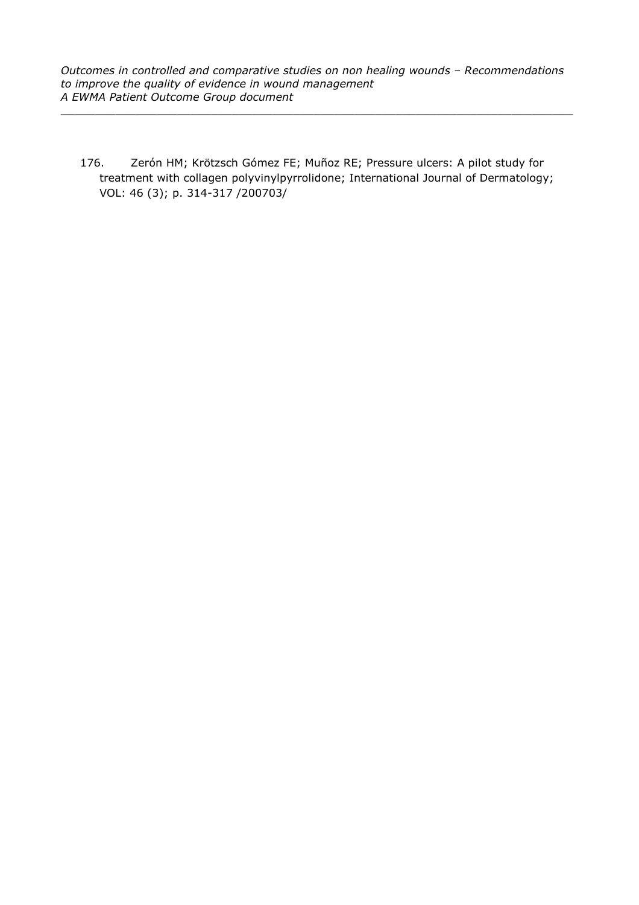176. Zerón HM; Krötzsch Gómez FE; Muñoz RE; Pressure ulcers: A pilot study for treatment with collagen polyvinylpyrrolidone; International Journal of Dermatology; VOL: 46 (3); p. 314-317 /200703/